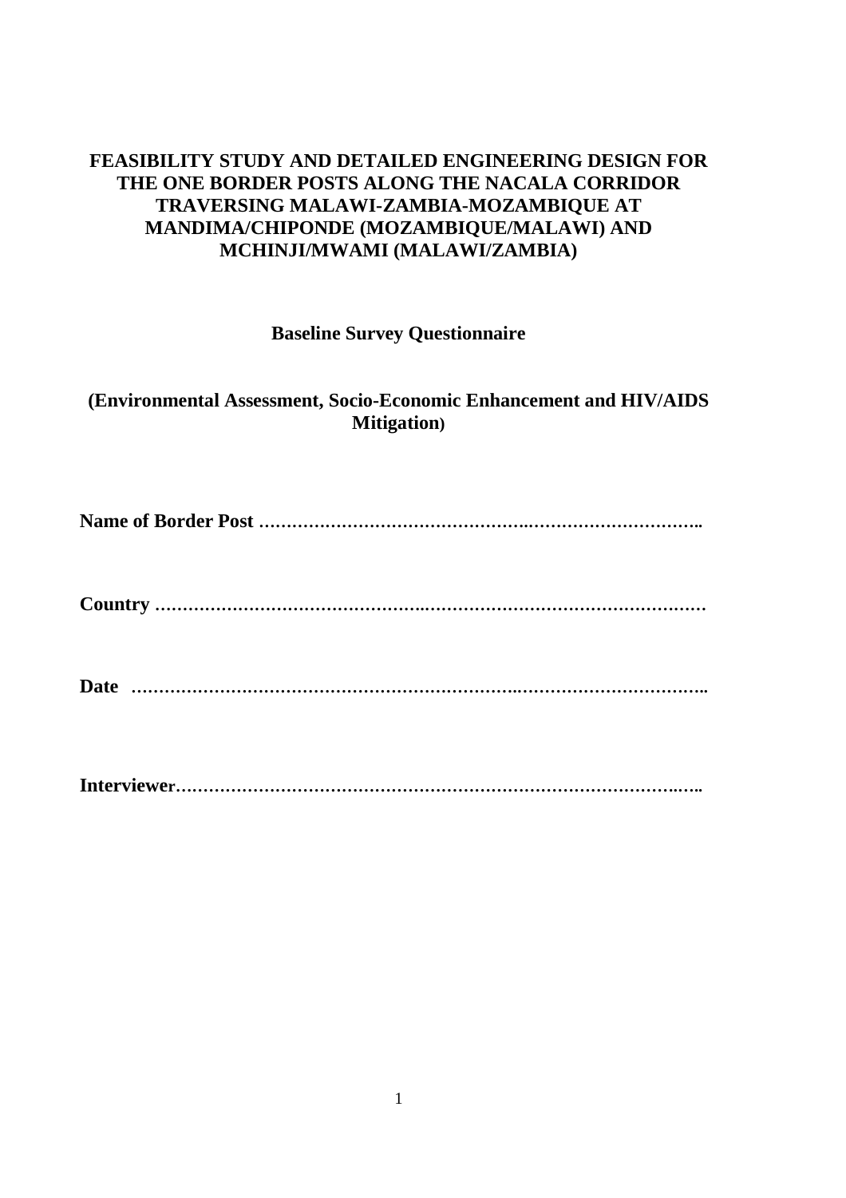# FEASIBILITY STUDY AND DETAILED ENGINEERING DESIGN FOR THE ONE BORDER POSTS ALONG THE NACALA CORRIDOR TRAVERSING MALAWI-ZAMBIA-MOZAMBIQUE AT MANDIMA/CHIPONDE (MOZAMBIQUE/MALAWI) AND MCHINJI/MWAMI (MALAWI/ZAMBIA)

## Baseline Survey Questionnaire

## (Environmental Assessment, Socio-Economic Enhancement and HIV/AIDS Mitigation)

**Name of Border Post** ……………………………………….…………………………..

**Country** ……………………………………..……………………………………………

**Date** ………………………………………………………..……………………………..

**Interviewer**…………………………………………………………………………..…..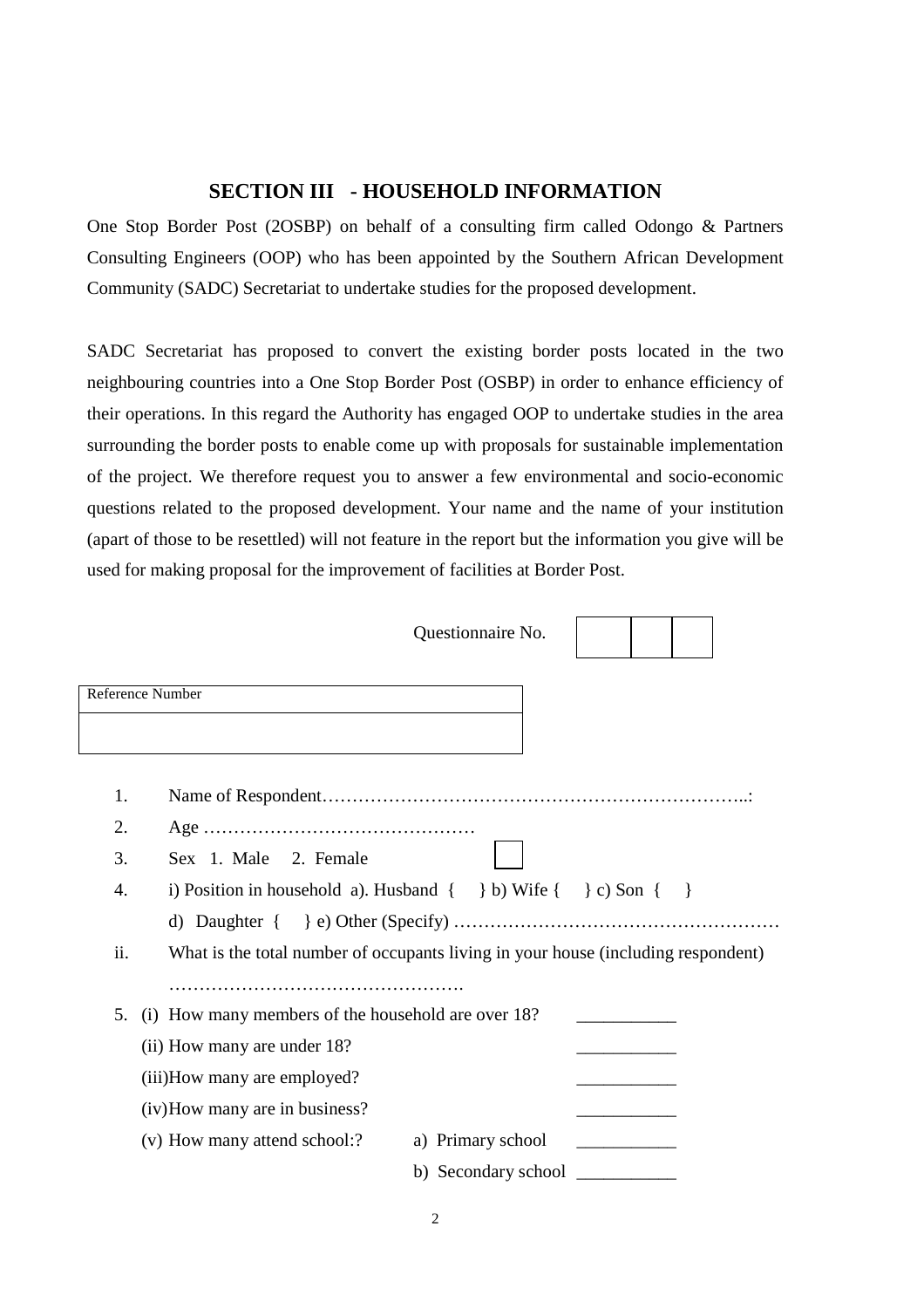## SECTION III - HOUSEHOLD INFORMATION

One Stop Border Post (2OSBP) on behalf of a consulting firm called Odongo & Partners Consulting Engineers (OOP) who has been appointed by the Southern African Development Community (SADC) Secretariat to undertake studies for the proposed development.

SADC Secretariat has proposed to convert the existing border posts located in the two neighbouring countries into a One Stop Border Post (OSBP) in order to enhance efficiency of their operations. In this regard the Authority has engaged OOP to undertake studies in the area surrounding the border posts to enable come up with proposals for sustainable implementation of the project. We therefore request you to answer a few environmental and socio-economic questions related to the proposed development. Your name and the name of your institution (apart of those to be resettled) will not feature in the report but the information you give will be used for making proposal for the improvement of facilities at Border Post.

Questionnaire No. | | | |

| Reference Number |
|---|
| |

1. Name of Respondent……………………………………………………………..:
2. Age ………………………………………
3. Sex 1. Male 2. Female [ ]
4. i) Position in household a). Husband { } b) Wife { } c) Son { }
   d) Daughter { } e) Other (Specify) ………………………………………………

ii. What is the total number of occupants living in your house (including respondent) ………………………………………….

5. (i) How many members of the household are over 18? ___________
   (ii) How many are under 18? ___________
   (iii) How many are employed? ___________
   (iv) How many are in business? ___________
   (v) How many attend school:? a) Primary school ___________
   b) Secondary school ___________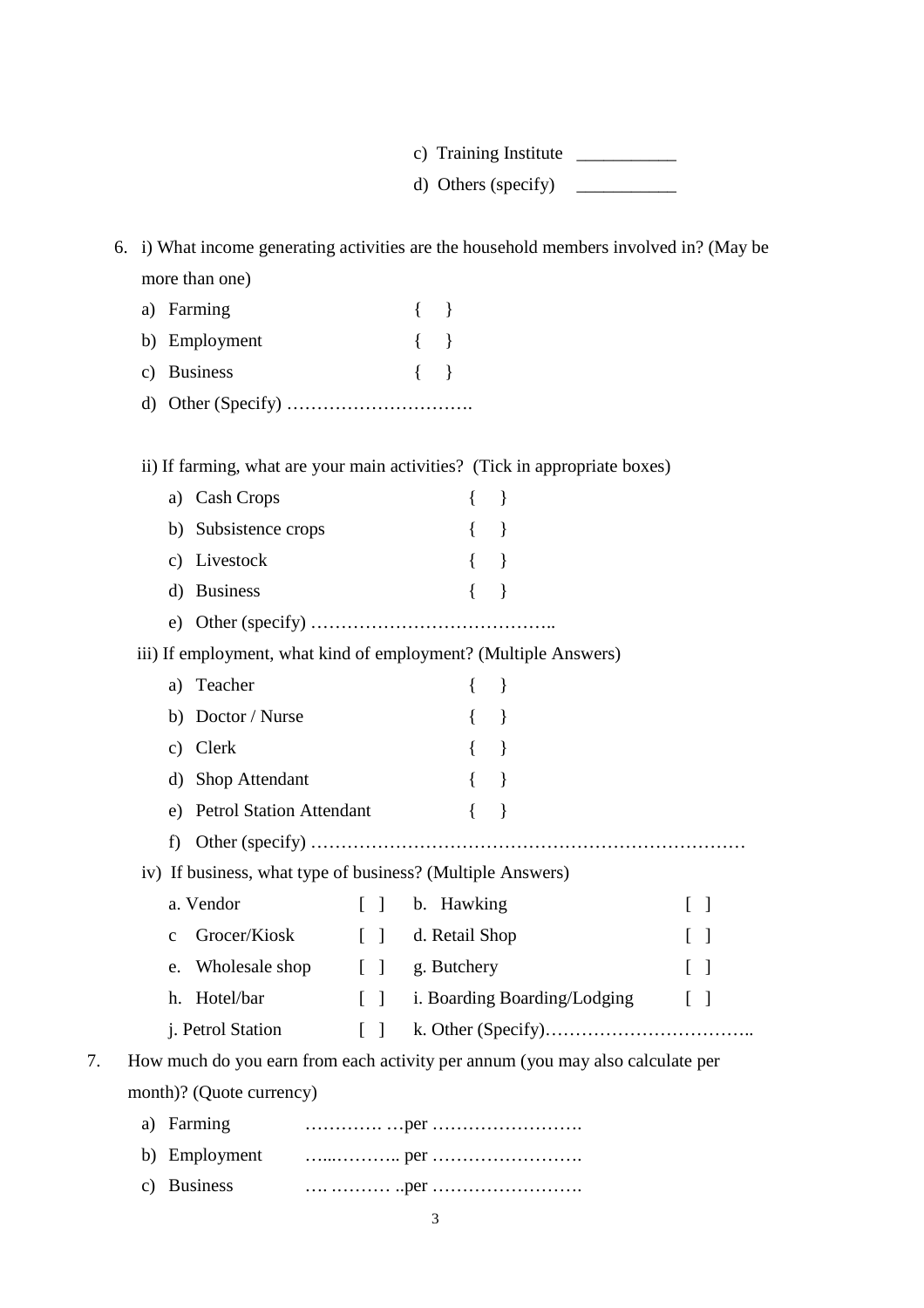c) Training Institute \_\_\_\_\_\_\_\_\_\_\_

d) Others (specify) \_\_\_\_\_\_\_\_\_\_\_

6. i) What income generating activities are the household members involved in? (May be more than one)

   a) Farming { }
   b) Employment { }
   c) Business { }
   d) Other (Specify) ………………………….

   ii) If farming, what are your main activities? (Tick in appropriate boxes)

   a) Cash Crops { }
   b) Subsistence crops { }
   c) Livestock { }
   d) Business { }
   e) Other (specify) …………………………………..

   iii) If employment, what kind of employment? (Multiple Answers)

   a) Teacher { }
   b) Doctor / Nurse { }
   c) Clerk { }
   d) Shop Attendant { }
   e) Petrol Station Attendant { }
   f) Other (specify) ………………………………………………………………

   iv) If business, what type of business? (Multiple Answers)

   | | | | |
   |---|---|---|---|
   | a. Vendor | [ ] | b. Hawking | [ ] |
   | c Grocer/Kiosk | [ ] | d. Retail Shop | [ ] |
   | e. Wholesale shop | [ ] | g. Butchery | [ ] |
   | h. Hotel/bar | [ ] | i. Boarding Boarding/Lodging | [ ] |
   | j. Petrol Station | [ ] | k. Other (Specify)…………………………….. | |

7. How much do you earn from each activity per annum (you may also calculate per month)? (Quote currency)

   a) Farming …………. …per …………………….
   b) Employment …...……….. per …………………….
   c) Business …. ………. ..per …………………….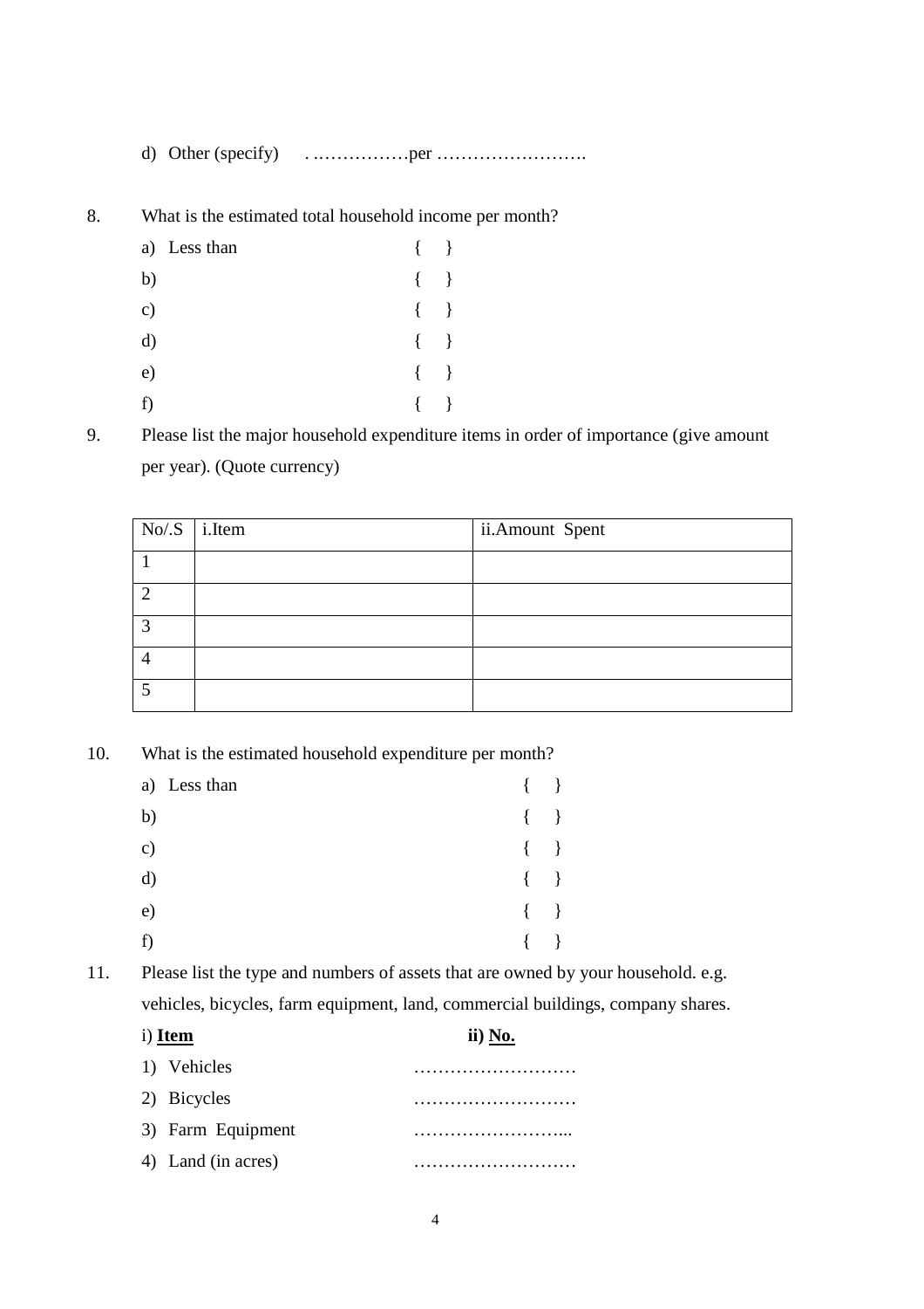d) Other (specify) . …………….per …………………….

8. What is the estimated total household income per month?

a) Less than { }

b) { }

c) { }

d) { }

e) { }

f) { }

9. Please list the major household expenditure items in order of importance (give amount per year). (Quote currency)

| No/.S | i.Item | ii.Amount Spent |
|---|---|---|
| 1 | | |
| 2 | | |
| 3 | | |
| 4 | | |
| 5 | | |

10. What is the estimated household expenditure per month?

a) Less than { }

b) { }

c) { }

d) { }

e) { }

f) { }

11. Please list the type and numbers of assets that are owned by your household. e.g. vehicles, bicycles, farm equipment, land, commercial buildings, company shares.

i) **Item** **ii) No.**

1) Vehicles ………………………

2) Bicycles ………………………

3) Farm Equipment ……………………...

4) Land (in acres) ………………………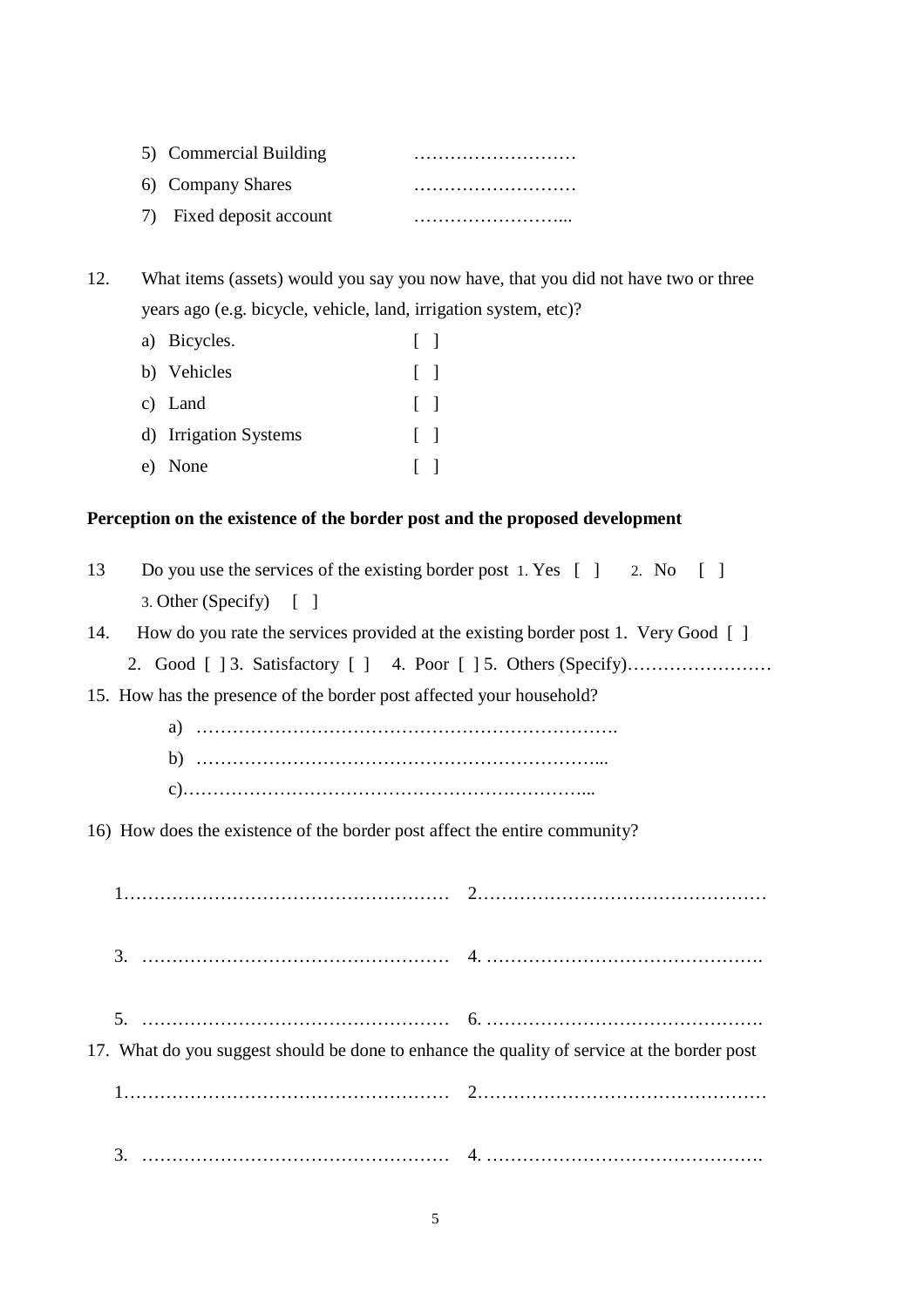5) Commercial Building ………………………
6) Company Shares ………………………
7) Fixed deposit account ……………………...

12. What items (assets) would you say you now have, that you did not have two or three years ago (e.g. bicycle, vehicle, land, irrigation system, etc)?
    a) Bicycles. [ ]
    b) Vehicles [ ]
    c) Land [ ]
    d) Irrigation Systems [ ]
    e) None [ ]

**Perception on the existence of the border post and the proposed development**

13 Do you use the services of the existing border post 1. Yes [ ] 2. No [ ]
   3. Other (Specify) [ ]

14. How do you rate the services provided at the existing border post 1. Very Good [ ]
    2. Good [ ] 3. Satisfactory [ ] 4. Poor [ ] 5. Others (Specify)……………………

15. How has the presence of the border post affected your household?
    a) ……………………………………………………………
    b) …………………………………………………………...
    c)…………………………………………………………...

16) How does the existence of the border post affect the entire community?

1……………………………………………… 2………………………………………

3. …………………………………………… 4. ………………………………………

5. …………………………………………… 6. ………………………………………

17. What do you suggest should be done to enhance the quality of service at the border post

1……………………………………………… 2………………………………………

3. …………………………………………… 4. ………………………………………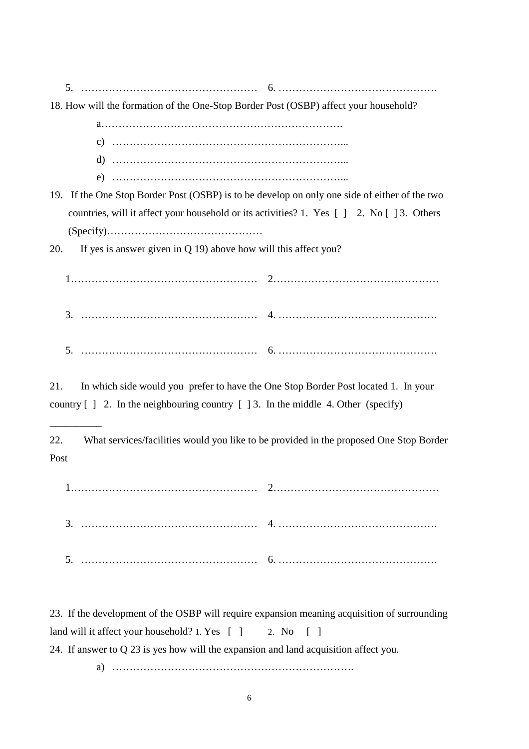5. …………………………………………… 6. ……………………………………….

18. How will the formation of the One-Stop Border Post (OSBP) affect your household?

a…………………………………………………………….

c) …………………………………………………………...

d) …………………………………………………………...

e) …………………………………………………………...

19. If the One Stop Border Post (OSBP) is to be develop on only one side of either of the two countries, will it affect your household or its activities? 1. Yes [ ] 2. No [ ] 3. Others (Specify)………………………………………

20. If yes is answer given in Q 19) above how will this affect you?

1……………………………………………… 2…………………………………………

3. …………………………………………… 4. ……………………………………….

5. …………………………………………… 6. ……………………………………….

21. In which side would you prefer to have the One Stop Border Post located 1. In your country [ ] 2. In the neighbouring country [ ] 3. In the middle 4. Other (specify) __________

22. What services/facilities would you like to be provided in the proposed One Stop Border Post

1……………………………………………… 2…………………………………………

3. …………………………………………… 4. ……………………………………….

5. …………………………………………… 6. ……………………………………….

23. If the development of the OSBP will require expansion meaning acquisition of surrounding land will it affect your household? 1. Yes [ ] 2. No [ ]

24. If answer to Q 23 is yes how will the expansion and land acquisition affect you.

a) …………………………………………………………….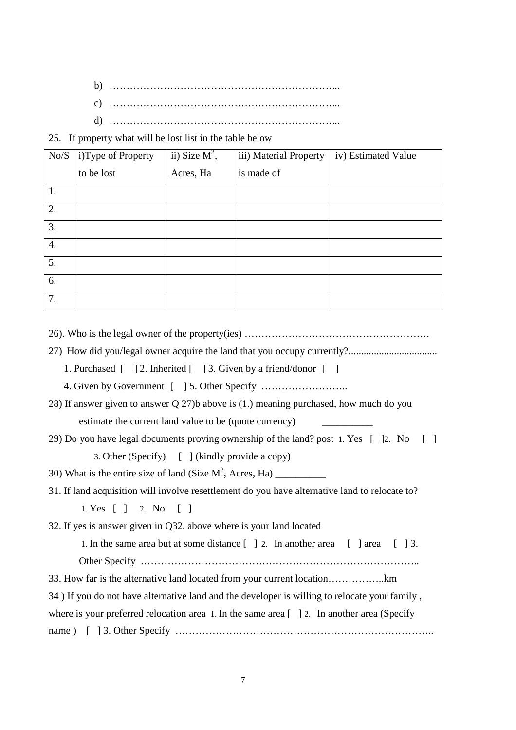b) …………………………………………………………...

c) …………………………………………………………...

d) …………………………………………………………...

25. If property what will be lost list in the table below

| No/S | i)Type of Property to be lost | ii) Size $M^2$, Acres, Ha | iii) Material Property is made of | iv) Estimated Value |
|---|---|---|---|---|
| 1. | | | | |
| 2. | | | | |
| 3. | | | | |
| 4. | | | | |
| 5. | | | | |
| 6. | | | | |
| 7. | | | | |

26). Who is the legal owner of the property(ies) ……………………………………………….

27) How did you/legal owner acquire the land that you occupy currently?...................................

1. Purchased [ ] 2. Inherited [ ] 3. Given by a friend/donor [ ]

4. Given by Government [ ] 5. Other Specify ……………………..

28) If answer given to answer Q 27)b above is (1.) meaning purchased, how much do you estimate the current land value to be (quote currency) __________

29) Do you have legal documents proving ownership of the land? post 1. Yes [ ] 2. No [ ]

3. Other (Specify) [ ] (kindly provide a copy)

30) What is the entire size of land (Size $M^2$, Acres, Ha) __________

31. If land acquisition will involve resettlement do you have alternative land to relocate to?

1. Yes [ ] 2. No [ ]

32. If yes is answer given in Q32. above where is your land located

1. In the same area but at some distance [ ] 2. In another area [ ] area [ ] 3. Other Specify ……………………………………………………………………..

33. How far is the alternative land located from your current location……………..km

34 ) If you do not have alternative land and the developer is willing to relocate your family , where is your preferred relocation area 1. In the same area [ ] 2. In another area (Specify name ) [ ] 3. Other Specify …………………………………………………………………..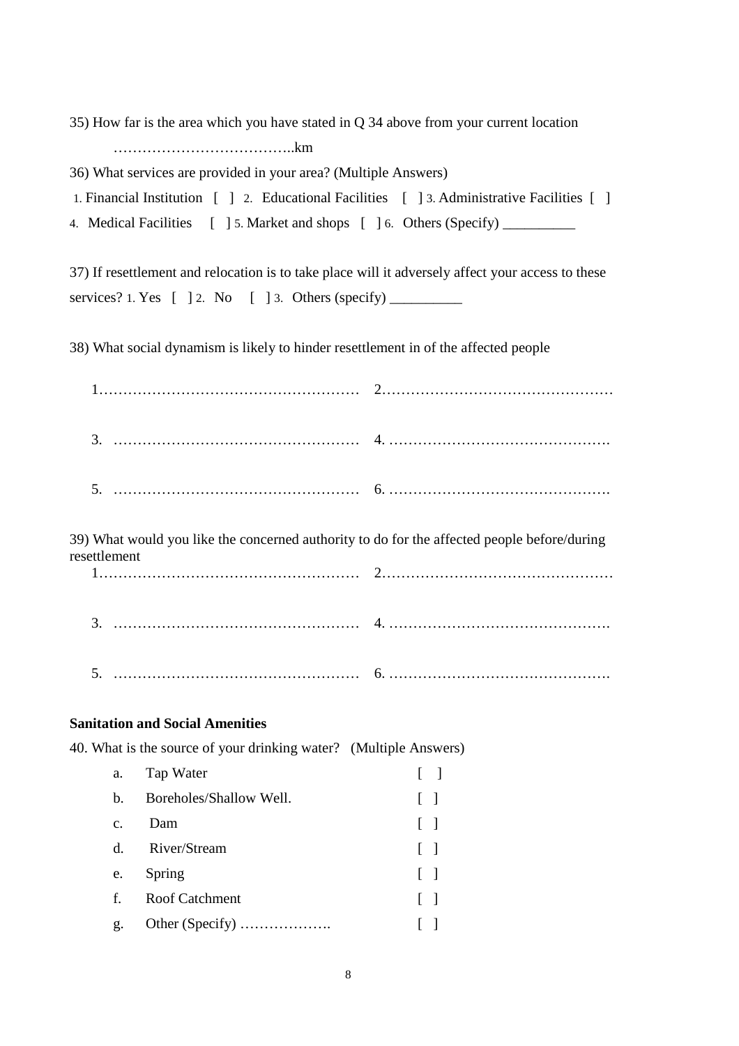35) How far is the area which you have stated in Q 34 above from your current location

………………………………..km

36) What services are provided in your area? (Multiple Answers)

1. Financial Institution [ ] 2. Educational Facilities [ ] 3. Administrative Facilities [ ]
4. Medical Facilities [ ] 5. Market and shops [ ] 6. Others (Specify) __________

37) If resettlement and relocation is to take place will it adversely affect your access to these services? 1. Yes [ ] 2. No [ ] 3. Others (specify) __________

38) What social dynamism is likely to hinder resettlement in of the affected people

1……………………………………………… 2…………………………………………

3. …………………………………………… 4. ……………………………………….

5. …………………………………………… 6. ……………………………………….

39) What would you like the concerned authority to do for the affected people before/during resettlement

1……………………………………………… 2…………………………………………

3. …………………………………………… 4. ……………………………………….

5. …………………………………………… 6. ……………………………………….

**Sanitation and Social Amenities**

40. What is the source of your drinking water? (Multiple Answers)

a. Tap Water [ ]
b. Boreholes/Shallow Well. [ ]
c. Dam [ ]
d. River/Stream [ ]
e. Spring [ ]
f. Roof Catchment [ ]
g. Other (Specify) ………………. [ ]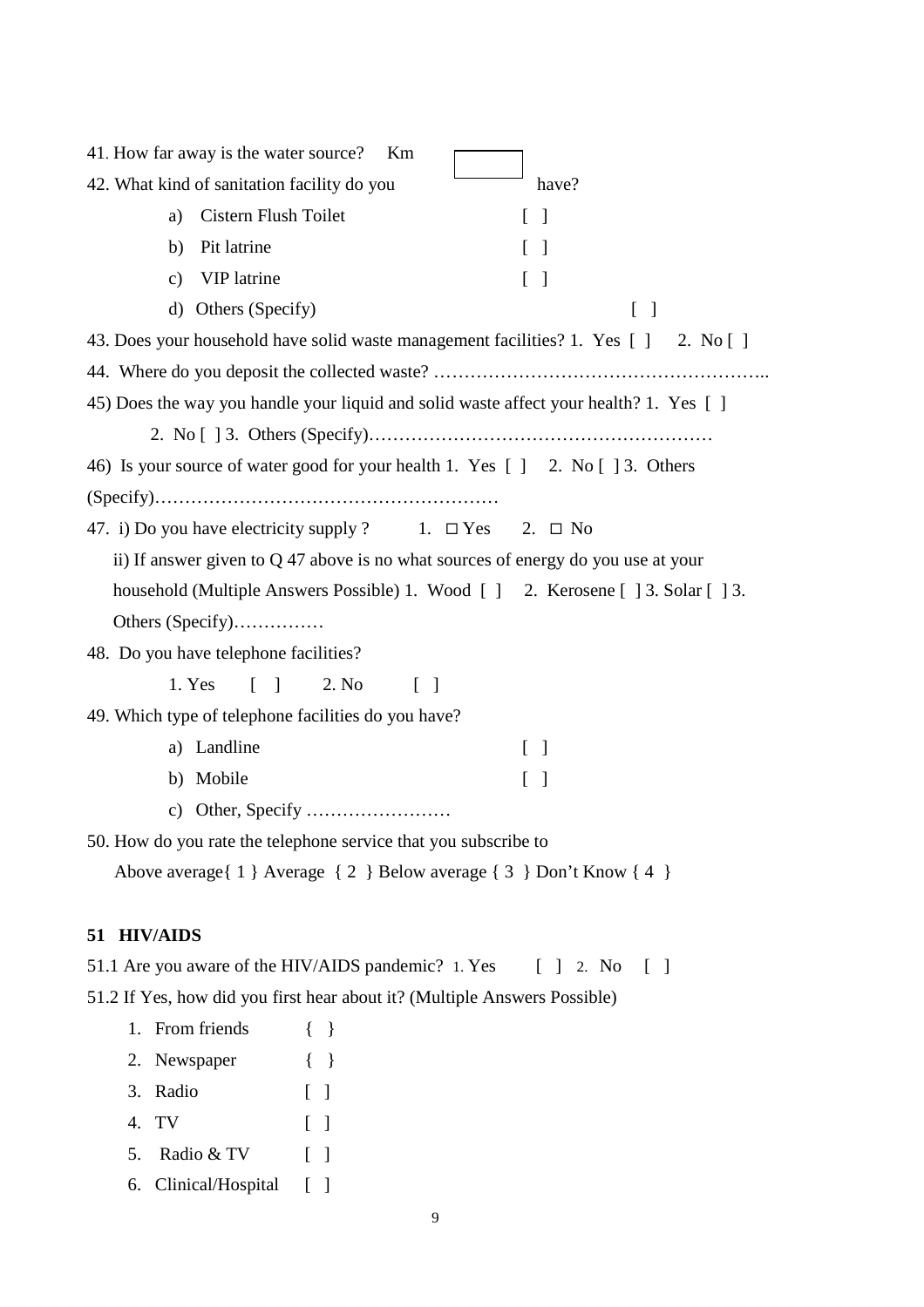41. How far away is the water source? Km [ ]

42. What kind of sanitation facility do you have?

a) Cistern Flush Toilet [ ]

b) Pit latrine [ ]

c) VIP latrine [ ]

d) Others (Specify) [ ]

43. Does your household have solid waste management facilities? 1. Yes [ ] 2. No [ ]

44. Where do you deposit the collected waste? ……………………………………………..

45) Does the way you handle your liquid and solid waste affect your health? 1. Yes [ ] 2. No [ ] 3. Others (Specify)…………………………………………………

46) Is your source of water good for your health 1. Yes [ ] 2. No [ ] 3. Others (Specify)…………………………………………………

47. i) Do you have electricity supply ? 1. □ Yes 2. □ No

ii) If answer given to Q 47 above is no what sources of energy do you use at your household (Multiple Answers Possible) 1. Wood [ ] 2. Kerosene [ ] 3. Solar [ ] 3. Others (Specify)……………

48. Do you have telephone facilities?

1. Yes [ ] 2. No [ ]

49. Which type of telephone facilities do you have?

a) Landline [ ]

b) Mobile [ ]

c) Other, Specify ……………………

50. How do you rate the telephone service that you subscribe to

Above average{ 1 } Average { 2 } Below average { 3 } Don't Know { 4 }

**51 HIV/AIDS**

51.1 Are you aware of the HIV/AIDS pandemic? 1. Yes [ ] 2. No [ ]

51.2 If Yes, how did you first hear about it? (Multiple Answers Possible)

1. From friends { }
2. Newspaper { }
3. Radio [ ]
4. TV [ ]
5. Radio & TV [ ]
6. Clinical/Hospital [ ]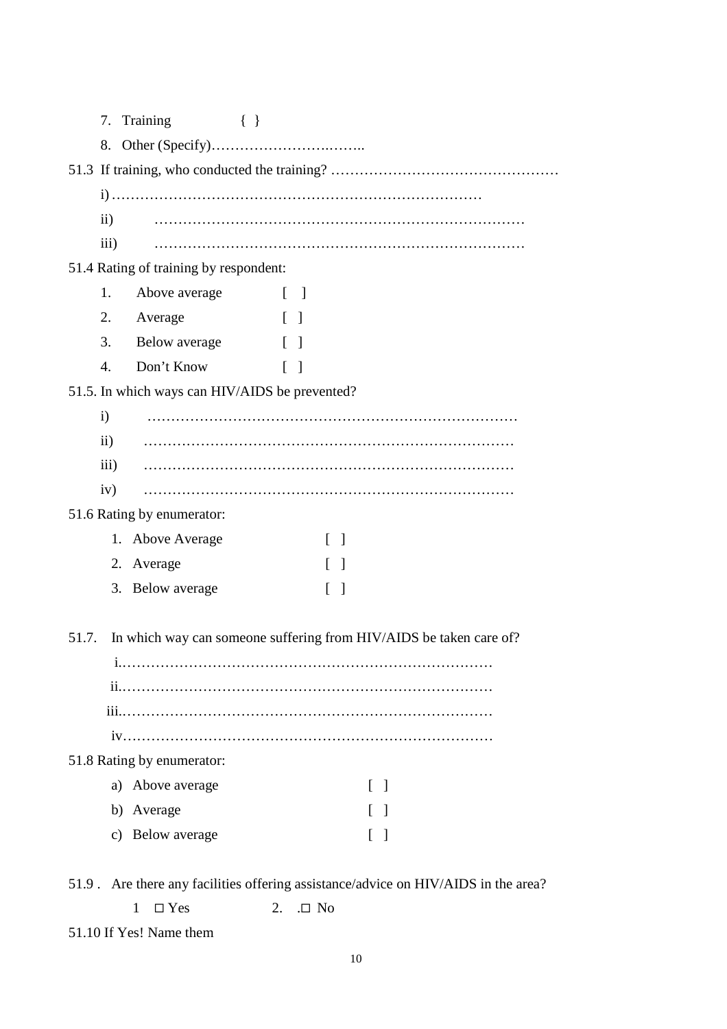7. Training { }
8. Other (Specify)……………………….……..

51.3 If training, who conducted the training? …………………………………………

i) ……………………………………………………………………

ii) ……………………………………………………………………

iii) ……………………………………………………………………

51.4 Rating of training by respondent:

1. Above average [ ]
2. Average [ ]
3. Below average [ ]
4. Don't Know [ ]

51.5. In which ways can HIV/AIDS be prevented?

i) ……………………………………………………………………

ii) ……………………………………………………………………

iii) ……………………………………………………………………

iv) ……………………………………………………………………

51.6 Rating by enumerator:

1. Above Average [ ]
2. Average [ ]
3. Below average [ ]

51.7. In which way can someone suffering from HIV/AIDS be taken care of?

i.……………………………………………………………………

ii.……………………………………………………………………

iii.……………………………………………………………………

iv……………………………………………………………………

51.8 Rating by enumerator:

a) Above average [ ]
b) Average [ ]
c) Below average [ ]

51.9 . Are there any facilities offering assistance/advice on HIV/AIDS in the area?

1 ☐ Yes 2. .☐ No

51.10 If Yes! Name them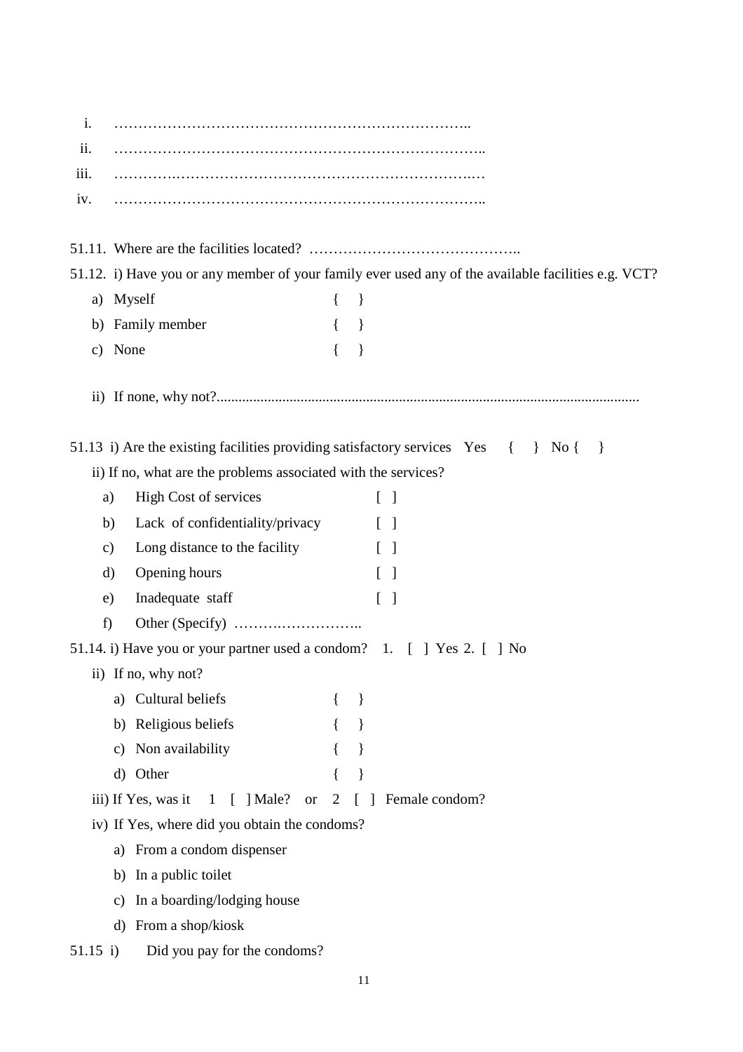i. …………………………………………………………………..
ii. …………………………………………………………………..
iii. …………………………………………………………………
iv. …………………………………………………………………..

51.11. Where are the facilities located? ……………………………………..

51.12. i) Have you or any member of your family ever used any of the available facilities e.g. VCT?

a) Myself { }
b) Family member { }
c) None { }

ii) If none, why not?..................................................................................................................

51.13 i) Are the existing facilities providing satisfactory services Yes { } No { }

ii) If no, what are the problems associated with the services?

a) High Cost of services [ ]
b) Lack of confidentiality/privacy [ ]
c) Long distance to the facility [ ]
d) Opening hours [ ]
e) Inadequate staff [ ]
f) Other (Specify) ……………………..

51.14. i) Have you or your partner used a condom? 1. [ ] Yes 2. [ ] No

ii) If no, why not?

a) Cultural beliefs { }
b) Religious beliefs { }
c) Non availability { }
d) Other { }

iii) If Yes, was it 1 [ ] Male? or 2 [ ] Female condom?

iv) If Yes, where did you obtain the condoms?

a) From a condom dispenser
b) In a public toilet
c) In a boarding/lodging house
d) From a shop/kiosk

51.15 i) Did you pay for the condoms?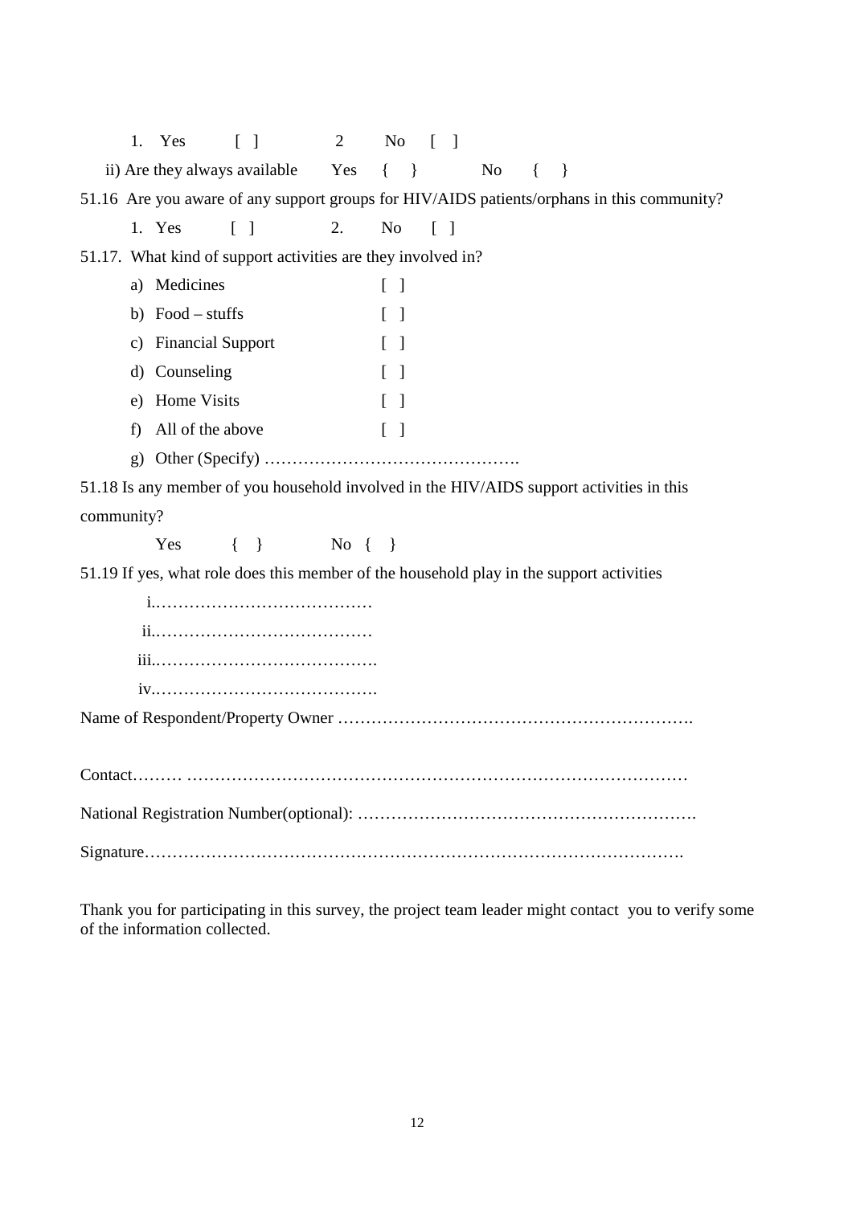1. Yes [ ] 2 No [ ]

ii) Are they always available Yes { } No { }

51.16 Are you aware of any support groups for HIV/AIDS patients/orphans in this community?

1. Yes [ ] 2. No [ ]

51.17. What kind of support activities are they involved in?

a) Medicines [ ]
b) Food – stuffs [ ]
c) Financial Support [ ]
d) Counseling [ ]
e) Home Visits [ ]
f) All of the above [ ]
g) Other (Specify) ……………………………………….

51.18 Is any member of you household involved in the HIV/AIDS support activities in this community?

Yes { } No { }

51.19 If yes, what role does this member of the household play in the support activities

i.…………………………………
ii.…………………………………
iii.………………………………….
iv.………………………………….

Name of Respondent/Property Owner ……………………………………………………….

Contact……… ……………………………………………………………………………

National Registration Number(optional): …………………………………………………….

Signature…………………………………………………………………………………….

Thank you for participating in this survey, the project team leader might contact you to verify some of the information collected.